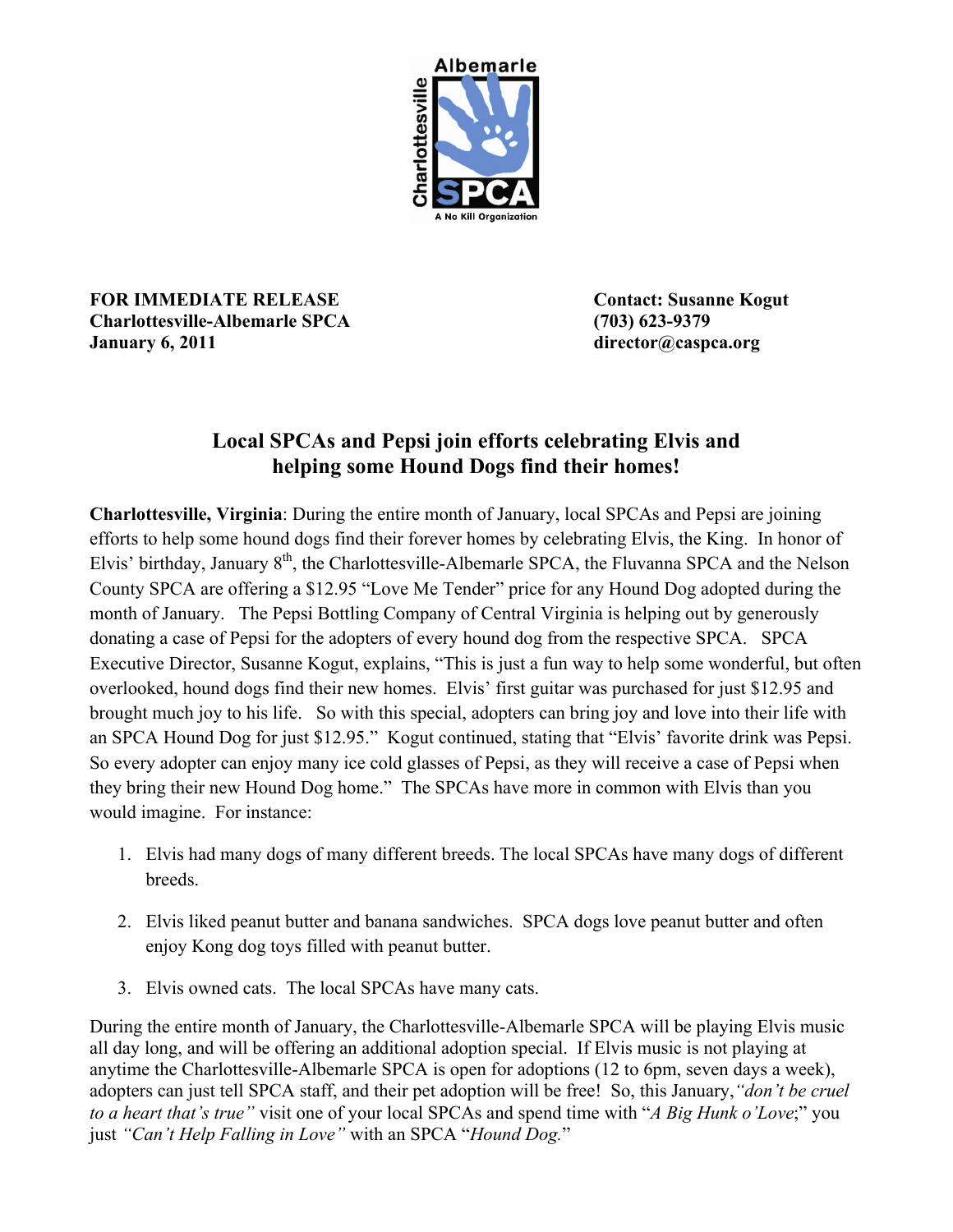**FOR IMMEDIATE RELEASE**
**Charlottesville-Albemarle SPCA**
**January 6, 2011**

**Contact: Susanne Kogut**
**(703) 623-9379**
**director@caspca.org**

## Local SPCAs and Pepsi join efforts celebrating Elvis and helping some Hound Dogs find their homes!

**Charlottesville, Virginia**: During the entire month of January, local SPCAs and Pepsi are joining efforts to help some hound dogs find their forever homes by celebrating Elvis, the King. In honor of Elvis' birthday, January 8th, the Charlottesville-Albemarle SPCA, the Fluvanna SPCA and the Nelson County SPCA are offering a $12.95 "Love Me Tender" price for any Hound Dog adopted during the month of January. The Pepsi Bottling Company of Central Virginia is helping out by generously donating a case of Pepsi for the adopters of every hound dog from the respective SPCA. SPCA Executive Director, Susanne Kogut, explains, "This is just a fun way to help some wonderful, but often overlooked, hound dogs find their new homes. Elvis' first guitar was purchased for just $12.95 and brought much joy to his life. So with this special, adopters can bring joy and love into their life with an SPCA Hound Dog for just $12.95." Kogut continued, stating that "Elvis' favorite drink was Pepsi. So every adopter can enjoy many ice cold glasses of Pepsi, as they will receive a case of Pepsi when they bring their new Hound Dog home." The SPCAs have more in common with Elvis than you would imagine. For instance:

1. Elvis had many dogs of many different breeds. The local SPCAs have many dogs of different breeds.
2. Elvis liked peanut butter and banana sandwiches. SPCA dogs love peanut butter and often enjoy Kong dog toys filled with peanut butter.
3. Elvis owned cats. The local SPCAs have many cats.

During the entire month of January, the Charlottesville-Albemarle SPCA will be playing Elvis music all day long, and will be offering an additional adoption special. If Elvis music is not playing at anytime the Charlottesville-Albemarle SPCA is open for adoptions (12 to 6pm, seven days a week), adopters can just tell SPCA staff, and their pet adoption will be free! So, this January, *"don't be cruel to a heart that's true"* visit one of your local SPCAs and spend time with "*A Big Hunk o'Love*;" you just *"Can't Help Falling in Love"* with an SPCA "*Hound Dog.*"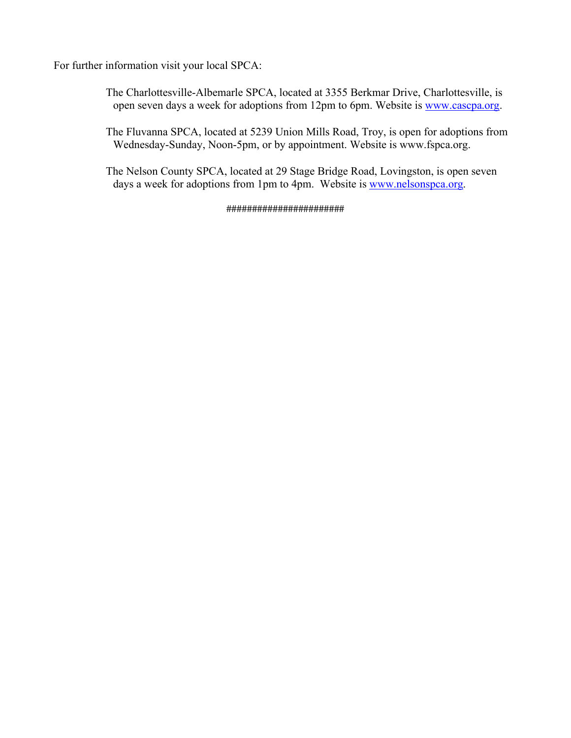For further information visit your local SPCA:

The Charlottesville-Albemarle SPCA, located at 3355 Berkmar Drive, Charlottesville, is open seven days a week for adoptions from 12pm to 6pm. Website is www.cascpa.org.

The Fluvanna SPCA, located at 5239 Union Mills Road, Troy, is open for adoptions from Wednesday-Sunday, Noon-5pm, or by appointment. Website is www.fspca.org.

The Nelson County SPCA, located at 29 Stage Bridge Road, Lovingston, is open seven days a week for adoptions from 1pm to 4pm. Website is www.nelsonspca.org.

######################